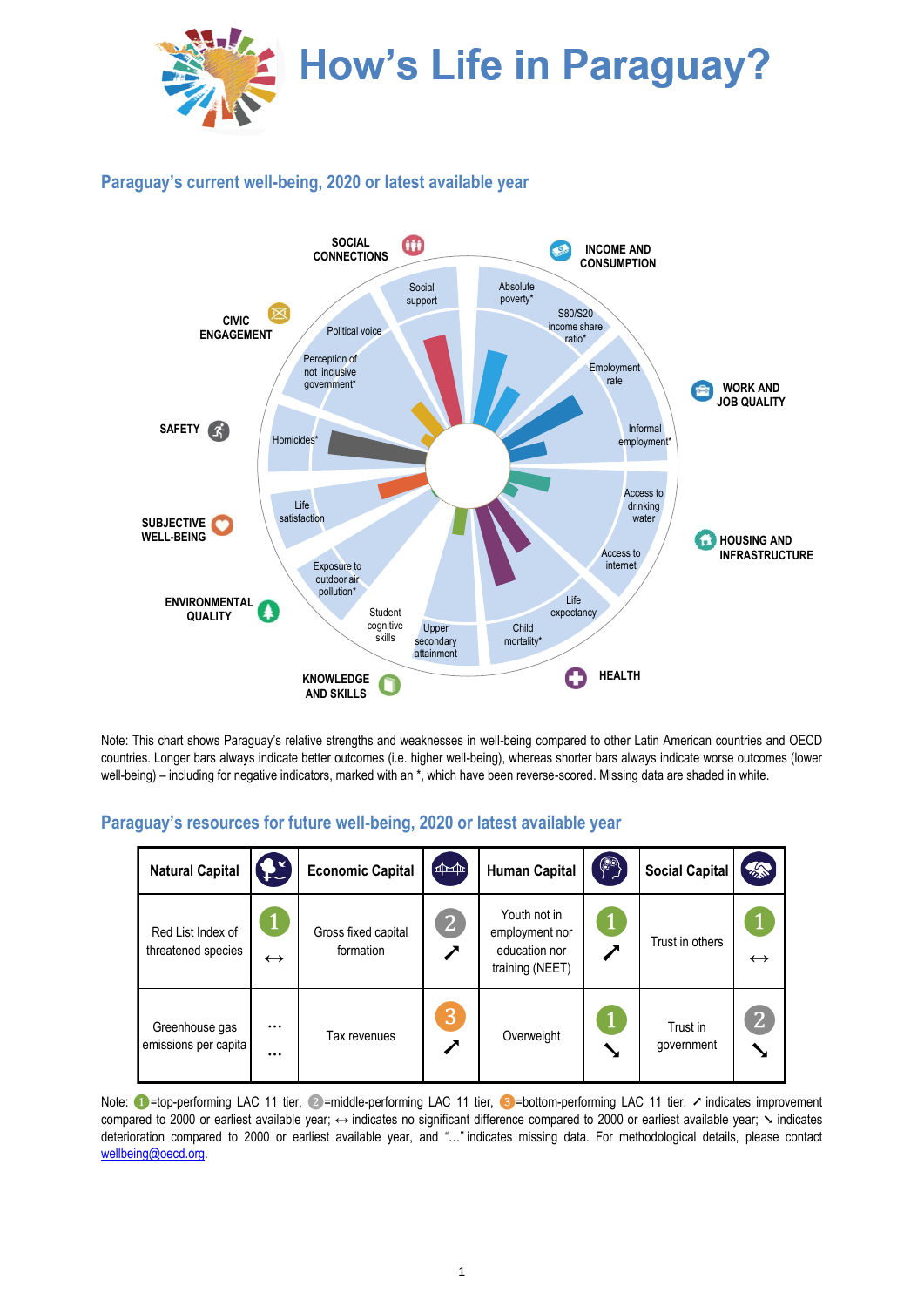# How's Life in Paraguay?

## Paraguay's current well-being, 2020 or latest available year

SOCIAL CONNECTIONS — Social support

INCOME AND CONSUMPTION — Absolute poverty*, S80/S20 income share ratio*

WORK AND JOB QUALITY — Employment rate, Informal employment*

HOUSING AND INFRASTRUCTURE — Access to drinking water, Access to internet

HEALTH — Life expectancy, Child mortality*

KNOWLEDGE AND SKILLS — Upper secondary attainment, Student cognitive skills

ENVIRONMENTAL QUALITY — Exposure to outdoor air pollution*

SUBJECTIVE WELL-BEING — Life satisfaction

SAFETY — Homicides*

CIVIC ENGAGEMENT — Perception of not inclusive government*, Political voice

Note: This chart shows Paraguay's relative strengths and weaknesses in well-being compared to other Latin American countries and OECD countries. Longer bars always indicate better outcomes (i.e. higher well-being), whereas shorter bars always indicate worse outcomes (lower well-being) – including for negative indicators, marked with an *, which have been reverse-scored. Missing data are shaded in white.

## Paraguay's resources for future well-being, 2020 or latest available year

| Natural Capital | | Economic Capital | | Human Capital | | Social Capital | |
|---|---|---|---|---|---|---|---|
| Red List Index of threatened species | 1 ↔ | Gross fixed capital formation | 2 ➚ | Youth not in employment nor education nor training (NEET) | 1 ➚ | Trust in others | 1 ↔ |
| Greenhouse gas emissions per capita | … … | Tax revenues | 3 ➚ | Overweight | 1 ➘ | Trust in government | 2 ➘ |

Note: 1 =top-performing LAC 11 tier, 2 =middle-performing LAC 11 tier, 3 =bottom-performing LAC 11 tier. ➚ indicates improvement compared to 2000 or earliest available year; ↔ indicates no significant difference compared to 2000 or earliest available year; ➘ indicates deterioration compared to 2000 or earliest available year, and "…" indicates missing data. For methodological details, please contact wellbeing@oecd.org.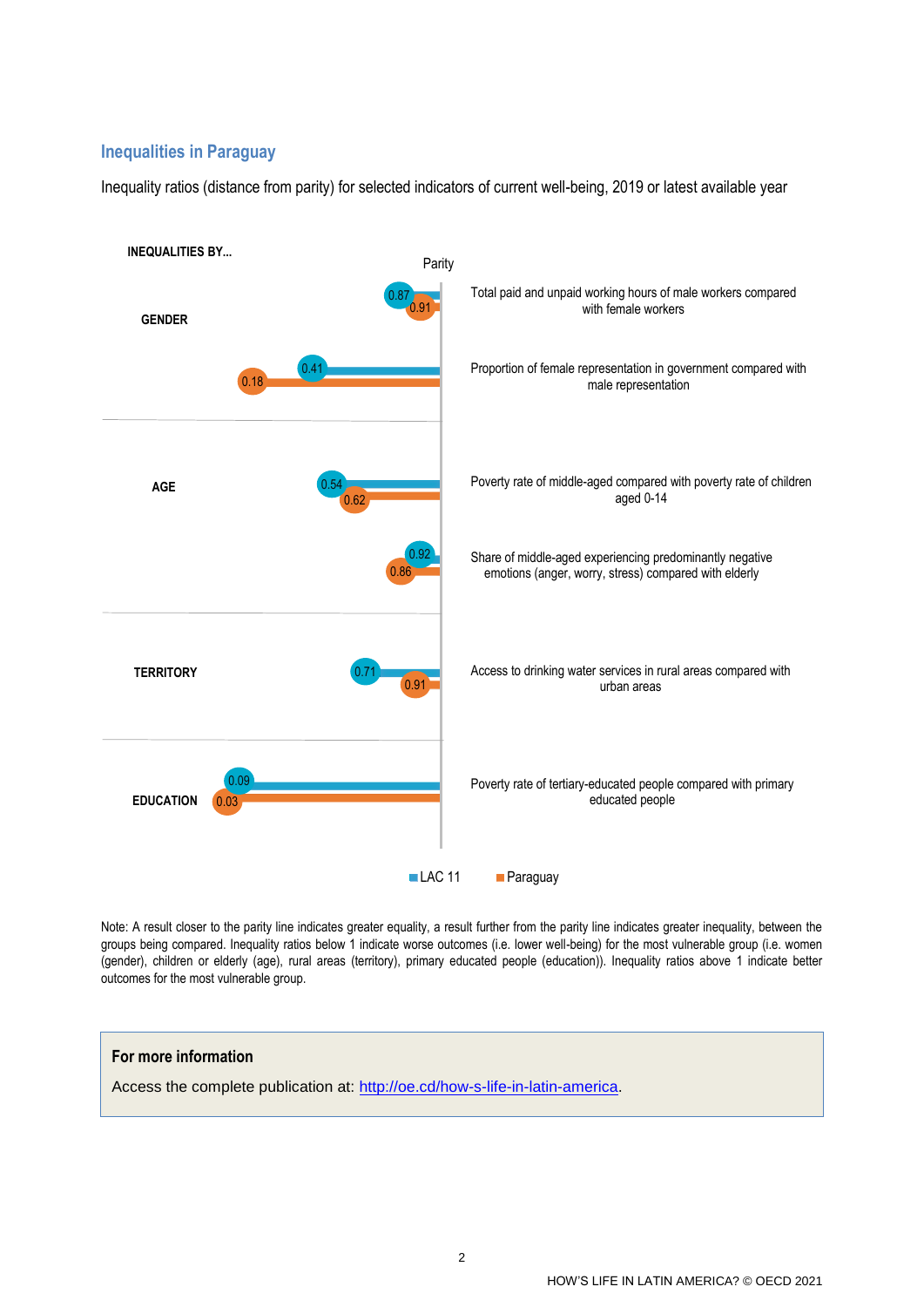## Inequalities in Paraguay

Inequality ratios (distance from parity) for selected indicators of current well-being, 2019 or latest available year

INEQUALITIES BY...

Parity

GENDER

0.87
0.91
Total paid and unpaid working hours of male workers compared with female workers

0.41
0.18
Proportion of female representation in government compared with male representation

AGE

0.54
0.62
Poverty rate of middle-aged compared with poverty rate of children aged 0-14

0.92
0.86
Share of middle-aged experiencing predominantly negative emotions (anger, worry, stress) compared with elderly

TERRITORY

0.71
0.91
Access to drinking water services in rural areas compared with urban areas

EDUCATION

0.09
0.03
Poverty rate of tertiary-educated people compared with primary educated people

LAC 11  Paraguay

Note: A result closer to the parity line indicates greater equality, a result further from the parity line indicates greater inequality, between the groups being compared. Inequality ratios below 1 indicate worse outcomes (i.e. lower well-being) for the most vulnerable group (i.e. women (gender), children or elderly (age), rural areas (territory), primary educated people (education)). Inequality ratios above 1 indicate better outcomes for the most vulnerable group.

**For more information**

Access the complete publication at: http://oe.cd/how-s-life-in-latin-america.